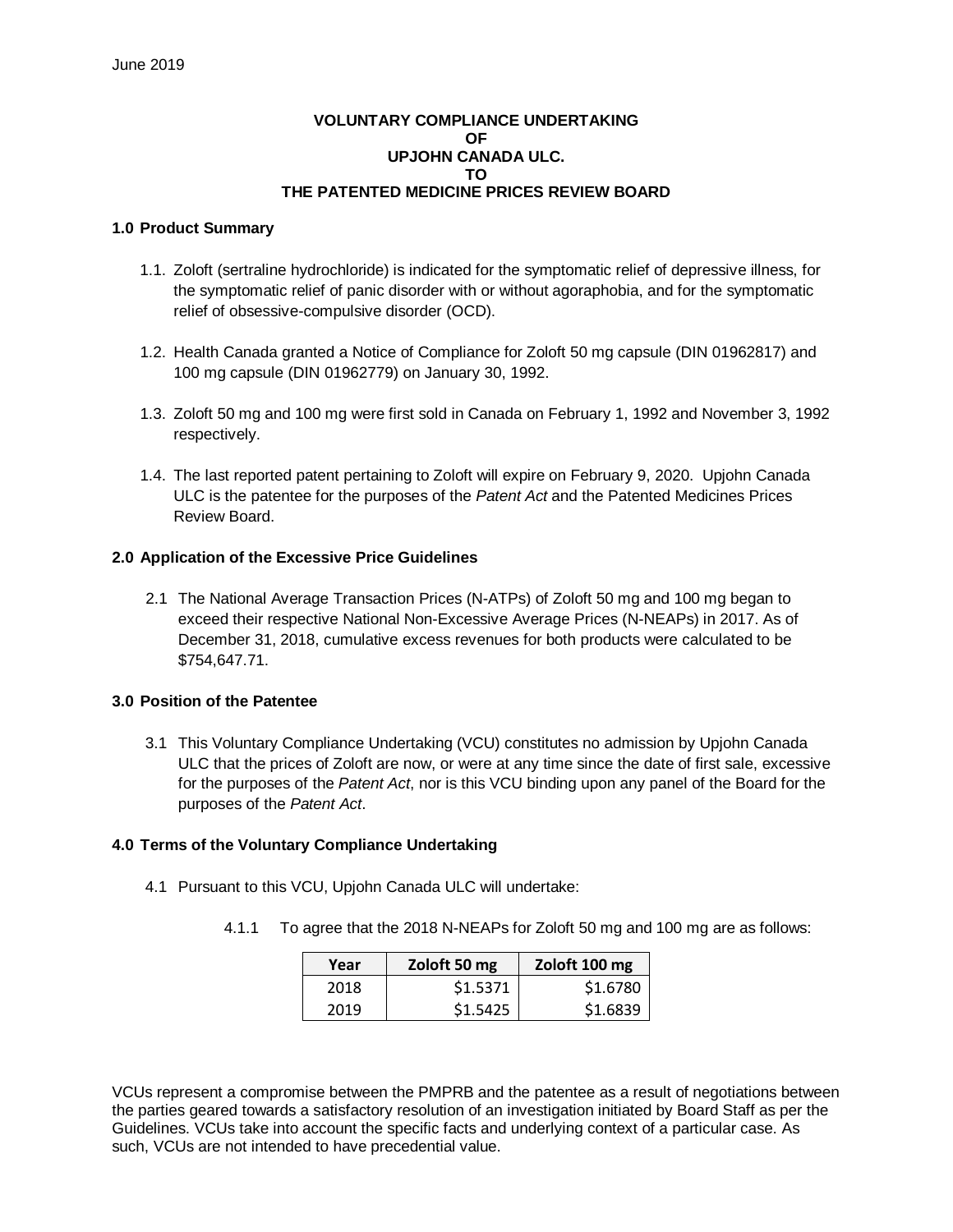June 2019

**VOLUNTARY COMPLIANCE UNDERTAKING**
**OF**
**UPJOHN CANADA ULC.**
**TO**
**THE PATENTED MEDICINE PRICES REVIEW BOARD**

## 1.0 Product Summary

1.1. Zoloft (sertraline hydrochloride) is indicated for the symptomatic relief of depressive illness, for the symptomatic relief of panic disorder with or without agoraphobia, and for the symptomatic relief of obsessive-compulsive disorder (OCD).

1.2. Health Canada granted a Notice of Compliance for Zoloft 50 mg capsule (DIN 01962817) and 100 mg capsule (DIN 01962779) on January 30, 1992.

1.3. Zoloft 50 mg and 100 mg were first sold in Canada on February 1, 1992 and November 3, 1992 respectively.

1.4. The last reported patent pertaining to Zoloft will expire on February 9, 2020. Upjohn Canada ULC is the patentee for the purposes of the *Patent Act* and the Patented Medicines Prices Review Board.

## 2.0 Application of the Excessive Price Guidelines

2.1 The National Average Transaction Prices (N-ATPs) of Zoloft 50 mg and 100 mg began to exceed their respective National Non-Excessive Average Prices (N-NEAPs) in 2017. As of December 31, 2018, cumulative excess revenues for both products were calculated to be $754,647.71.

## 3.0 Position of the Patentee

3.1 This Voluntary Compliance Undertaking (VCU) constitutes no admission by Upjohn Canada ULC that the prices of Zoloft are now, or were at any time since the date of first sale, excessive for the purposes of the *Patent Act*, nor is this VCU binding upon any panel of the Board for the purposes of the *Patent Act*.

## 4.0 Terms of the Voluntary Compliance Undertaking

4.1 Pursuant to this VCU, Upjohn Canada ULC will undertake:

4.1.1 To agree that the 2018 N-NEAPs for Zoloft 50 mg and 100 mg are as follows:

| Year | Zoloft 50 mg | Zoloft 100 mg |
|---|---|---|
| 2018 | $1.5371 | $1.6780 |
| 2019 | $1.5425 | $1.6839 |

VCUs represent a compromise between the PMPRB and the patentee as a result of negotiations between the parties geared towards a satisfactory resolution of an investigation initiated by Board Staff as per the Guidelines. VCUs take into account the specific facts and underlying context of a particular case. As such, VCUs are not intended to have precedential value.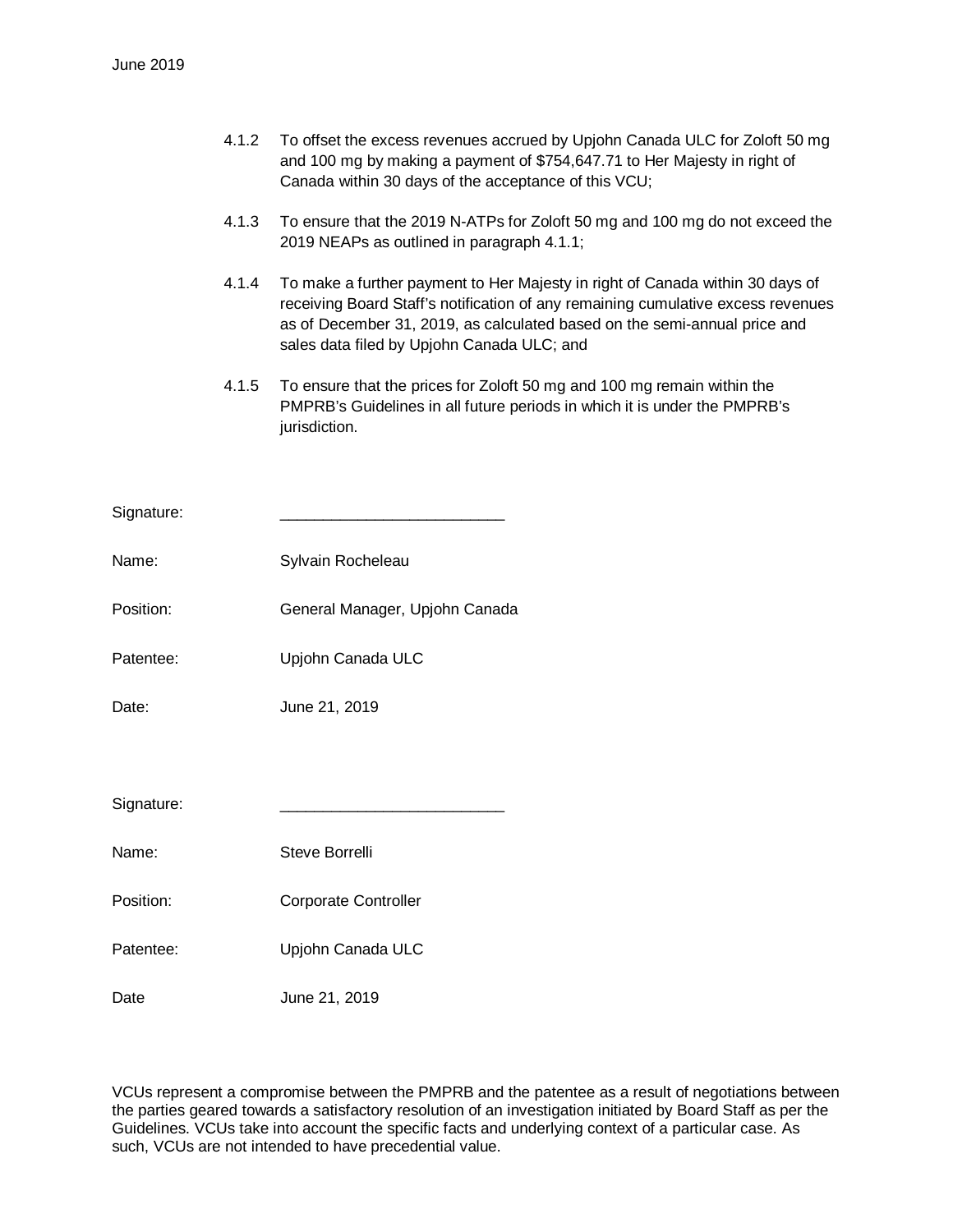4.1.2 To offset the excess revenues accrued by Upjohn Canada ULC for Zoloft 50 mg and 100 mg by making a payment of $754,647.71 to Her Majesty in right of Canada within 30 days of the acceptance of this VCU;

4.1.3 To ensure that the 2019 N-ATPs for Zoloft 50 mg and 100 mg do not exceed the 2019 NEAPs as outlined in paragraph 4.1.1;

4.1.4 To make a further payment to Her Majesty in right of Canada within 30 days of receiving Board Staff's notification of any remaining cumulative excess revenues as of December 31, 2019, as calculated based on the semi-annual price and sales data filed by Upjohn Canada ULC; and

4.1.5 To ensure that the prices for Zoloft 50 mg and 100 mg remain within the PMPRB's Guidelines in all future periods in which it is under the PMPRB's jurisdiction.

Signature: ___________________________

Name: Sylvain Rocheleau

Position: General Manager, Upjohn Canada

Patentee: Upjohn Canada ULC

Date: June 21, 2019

Signature: ___________________________

Name: Steve Borrelli

Position: Corporate Controller

Patentee: Upjohn Canada ULC

Date June 21, 2019

VCUs represent a compromise between the PMPRB and the patentee as a result of negotiations between the parties geared towards a satisfactory resolution of an investigation initiated by Board Staff as per the Guidelines. VCUs take into account the specific facts and underlying context of a particular case. As such, VCUs are not intended to have precedential value.